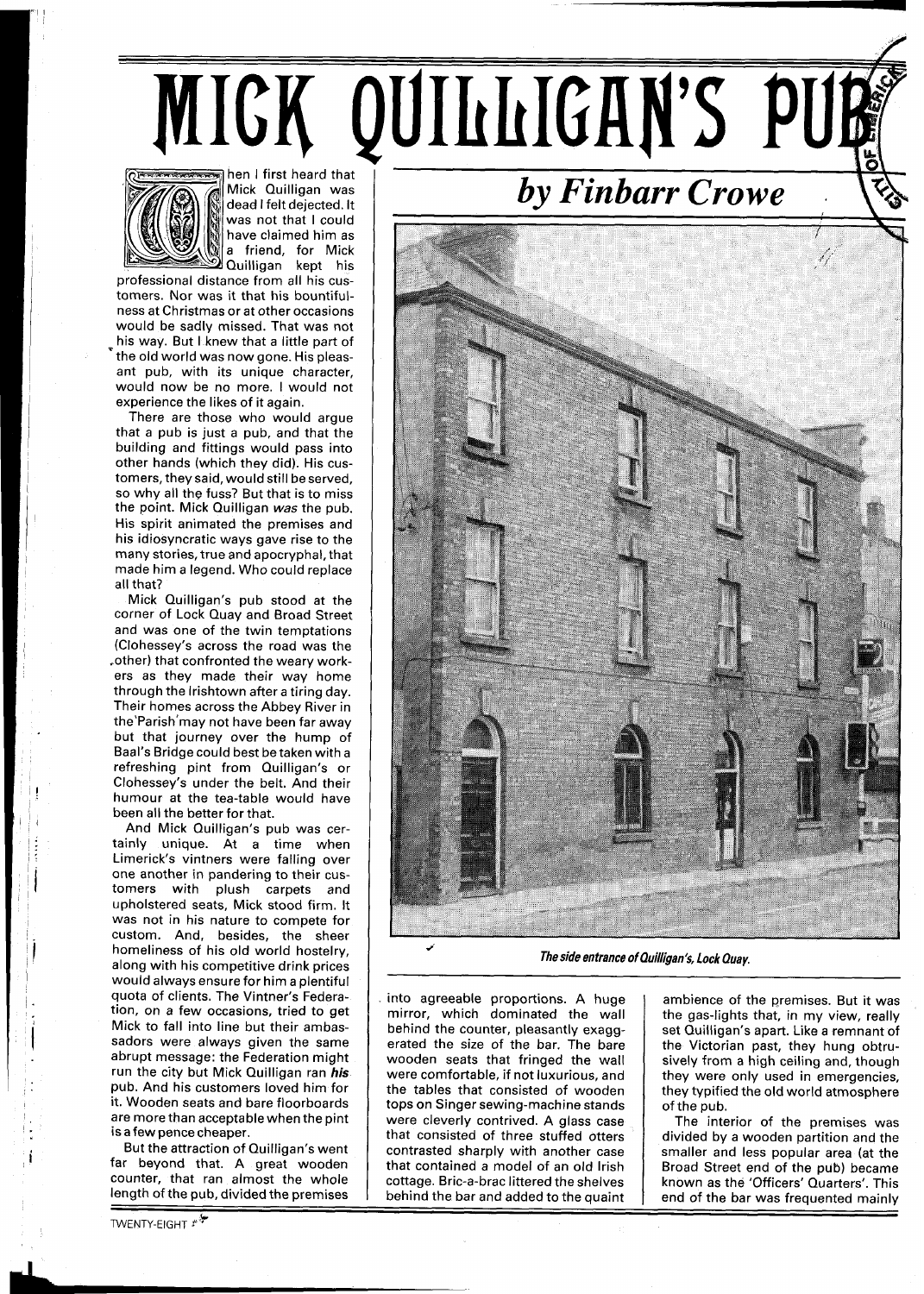# MICK QUILLIGAN'S PUB

## *by Finbarr Crowe*

When I first heard that Mick Quilligan was dead I felt dejected. It was not that I could have claimed him as a friend, for Mick Quilligan kept his professional distance from all his customers. Nor was it that his bountifulness at Christmas or at other occasions would be sadly missed. That was not his way. But I knew that a little part of the old world was now gone. His pleasant pub, with its unique character, would now be no more. I would not experience the likes of it again.

There are those who would argue that a pub is just a pub, and that the building and fittings would pass into other hands (which they did). His customers, they said, would still be served, so why all the fuss? But that is to miss the point. Mick Quilligan *was* the pub. His spirit animated the premises and his idiosyncratic ways gave rise to the many stories, true and apocryphal, that made him a legend. Who could replace all that?

Mick Quilligan's pub stood at the corner of Lock Quay and Broad Street and was one of the twin temptations (Clohessey's across the road was the other) that confronted the weary workers as they made their way home through the Irishtown after a tiring day. Their homes across the Abbey River in the Parish may not have been far away but that journey over the hump of Baal's Bridge could best be taken with a refreshing pint from Quilligan's or Clohessey's under the belt. And their humour at the tea-table would have been all the better for that.

And Mick Quilligan's pub was certainly unique. At a time when Limerick's vintners were falling over one another in pandering to their customers with plush carpets and upholstered seats, Mick stood firm. It was not in his nature to compete for custom. And, besides, the sheer homeliness of his old world hostelry, along with his competitive drink prices would always ensure for him a plentiful quota of clients. The Vintner's Federation, on a few occasions, tried to get Mick to fall into line but their ambassadors were always given the same abrupt message: the Federation might run the city but Mick Quilligan ran ***his*** pub. And his customers loved him for it. Wooden seats and bare floorboards are more than acceptable when the pint is a few pence cheaper.

But the attraction of Quilligan's went far beyond that. A great wooden counter, that ran almost the whole length of the pub, divided the premises into agreeable proportions. A huge mirror, which dominated the wall behind the counter, pleasantly exaggerated the size of the bar. The bare wooden seats that fringed the wall were comfortable, if not luxurious, and the tables that consisted of wooden tops on Singer sewing-machine stands were cleverly contrived. A glass case that consisted of three stuffed otters contrasted sharply with another case that contained a model of an old Irish cottage. Bric-a-brac littered the shelves behind the bar and added to the quaint ambience of the premises. But it was the gas-lights that, in my view, really set Quilligan's apart. Like a remnant of the Victorian past, they hung obtrusively from a high ceiling and, though they were only used in emergencies, they typified the old world atmosphere of the pub.

*The side entrance of Quilligan's, Lock Quay.*

The interior of the premises was divided by a wooden partition and the smaller and less popular area (at the Broad Street end of the pub) became known as the 'Officers' Quarters'. This end of the bar was frequented mainly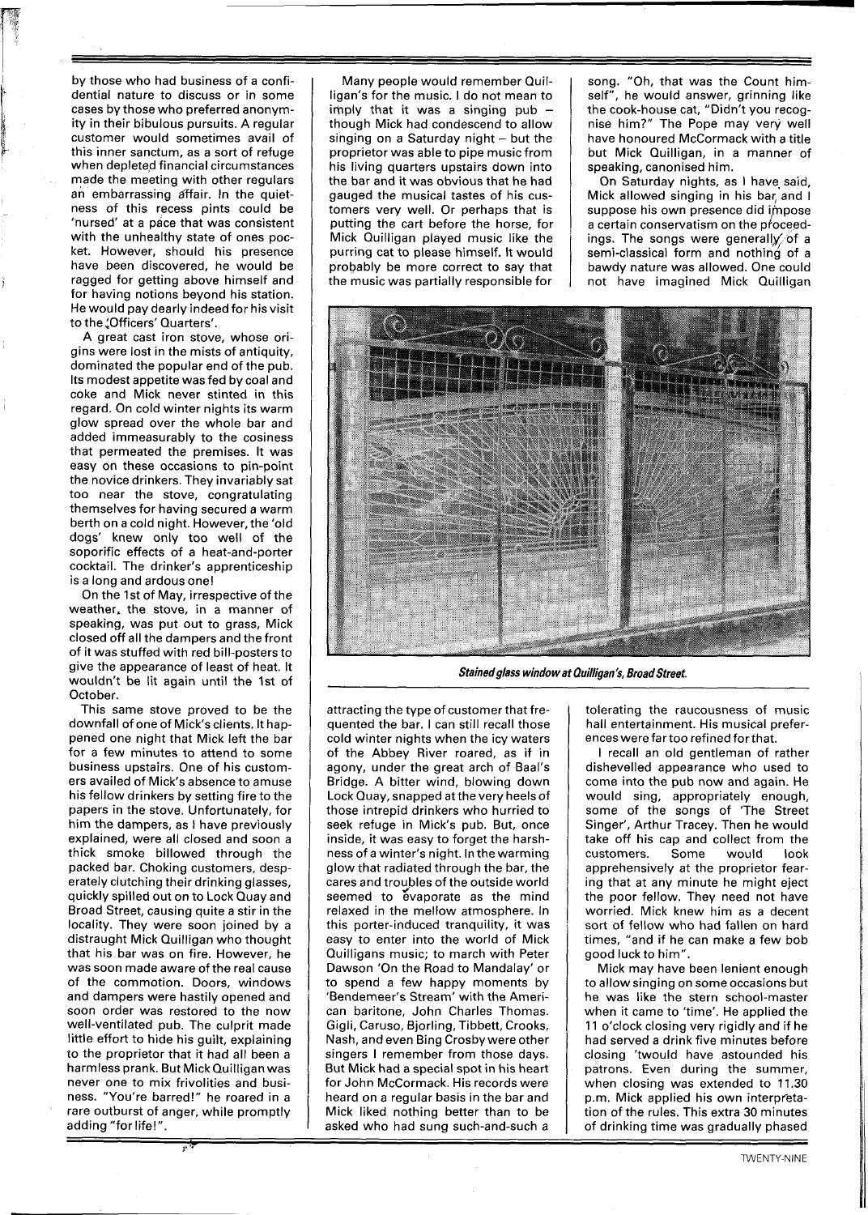by those who had business of a confidential nature to discuss or in some cases by those who preferred anonymity in their bibulous pursuits. A regular customer would sometimes avail of this inner sanctum, as a sort of refuge when depleted financial circumstances made the meeting with other regulars an embarrassing affair. In the quietness of this recess pints could be 'nursed' at a pace that was consistent with the unhealthy state of ones pocket. However, should his presence have been discovered, he would be ragged for getting above himself and for having notions beyond his station. He would pay dearly indeed for his visit to the 'Officers' Quarters'.

A great cast iron stove, whose origins were lost in the mists of antiquity, dominated the popular end of the pub. Its modest appetite was fed by coal and coke and Mick never stinted in this regard. On cold winter nights its warm glow spread over the whole bar and added immeasurably to the cosiness that permeated the premises. It was easy on these occasions to pin-point the novice drinkers. They invariably sat too near the stove, congratulating themselves for having secured a warm berth on a cold night. However, the 'old dogs' knew only too well of the soporific effects of a heat-and-porter cocktail. The drinker's apprenticeship is a long and ardous one!

On the 1st of May, irrespective of the weather, the stove, in a manner of speaking, was put out to grass, Mick closed off all the dampers and the front of it was stuffed with red bill-posters to give the appearance of least of heat. It wouldn't be lit again until the 1st of October.

This same stove proved to be the downfall of one of Mick's clients. It happened one night that Mick left the bar for a few minutes to attend to some business upstairs. One of his customers availed of Mick's absence to amuse his fellow drinkers by setting fire to the papers in the stove. Unfortunately, for him the dampers, as I have previously explained, were all closed and soon a thick smoke billowed through the packed bar. Choking customers, desperately clutching their drinking glasses, quickly spilled out on to Lock Quay and Broad Street, causing quite a stir in the locality. They were soon joined by a distraught Mick Quilligan who thought that his bar was on fire. However, he was soon made aware of the real cause of the commotion. Doors, windows and dampers were hastily opened and soon order was restored to the now well-ventilated pub. The culprit made little effort to hide his guilt, explaining to the proprietor that it had all been a harmless prank. But Mick Quilligan was never one to mix frivolities and business. "You're barred!" he roared in a rare outburst of anger, while promptly adding "for life!".

Many people would remember Quilligan's for the music. I do not mean to imply that it was a singing pub – though Mick had condescend to allow singing on a Saturday night – but the proprietor was able to pipe music from his living quarters upstairs down into the bar and it was obvious that he had gauged the musical tastes of his customers very well. Or perhaps that is putting the cart before the horse, for Mick Quilligan played music like the purring cat to please himself. It would probably be more correct to say that the music was partially responsible for attracting the type of customer that frequented the bar. I can still recall those cold winter nights when the icy waters of the Abbey River roared, as if in agony, under the great arch of Baal's Bridge. A bitter wind, blowing down Lock Quay, snapped at the very heels of those intrepid drinkers who hurried to seek refuge in Mick's pub. But, once inside, it was easy to forget the harshness of a winter's night. In the warming glow that radiated through the bar, the cares and troubles of the outside world seemed to evaporate as the mind relaxed in the mellow atmosphere. In this porter-induced tranquility, it was easy to enter into the world of Mick Quilligans music; to march with Peter Dawson 'On the Road to Mandalay' or to spend a few happy moments by 'Bendemeer's Stream' with the American baritone, John Charles Thomas. Gigli, Caruso, Bjorling, Tibbett, Crooks, Nash, and even Bing Crosby were other singers I remember from those days. But Mick had a special spot in his heart for John McCormack. His records were heard on a regular basis in the bar and Mick liked nothing better than to be asked who had sung such-and-such a song. "Oh, that was the Count himself", he would answer, grinning like the cook-house cat, "Didn't you recognise him?" The Pope may very well have honoured McCormack with a title but Mick Quilligan, in a manner of speaking, canonised him.

On Saturday nights, as I have said, Mick allowed singing in his bar, and I suppose his own presence did impose a certain conservatism on the proceedings. The songs were generally of a semi-classical form and nothing of a bawdy nature was allowed. One could not have imagined Mick Quilligan tolerating the raucousness of music hall entertainment. His musical preferences were far too refined for that.

*Stained glass window at Quilligan's, Broad Street.*

I recall an old gentleman of rather dishevelled appearance who used to come into the pub now and again. He would sing, appropriately enough, some of the songs of 'The Street Singer', Arthur Tracey. Then he would take off his cap and collect from the customers. Some would look apprehensively at the proprietor fearing that at any minute he might eject the poor fellow. They need not have worried. Mick knew him as a decent sort of fellow who had fallen on hard times, "and if he can make a few bob good luck to him".

Mick may have been lenient enough to allow singing on some occasions but he was like the stern school-master when it came to 'time'. He applied the 11 o'clock closing very rigidly and if he had served a drink five minutes before closing 'twould have astounded his patrons. Even during the summer, when closing was extended to 11.30 p.m. Mick applied his own interpretation of the rules. This extra 30 minutes of drinking time was gradually phased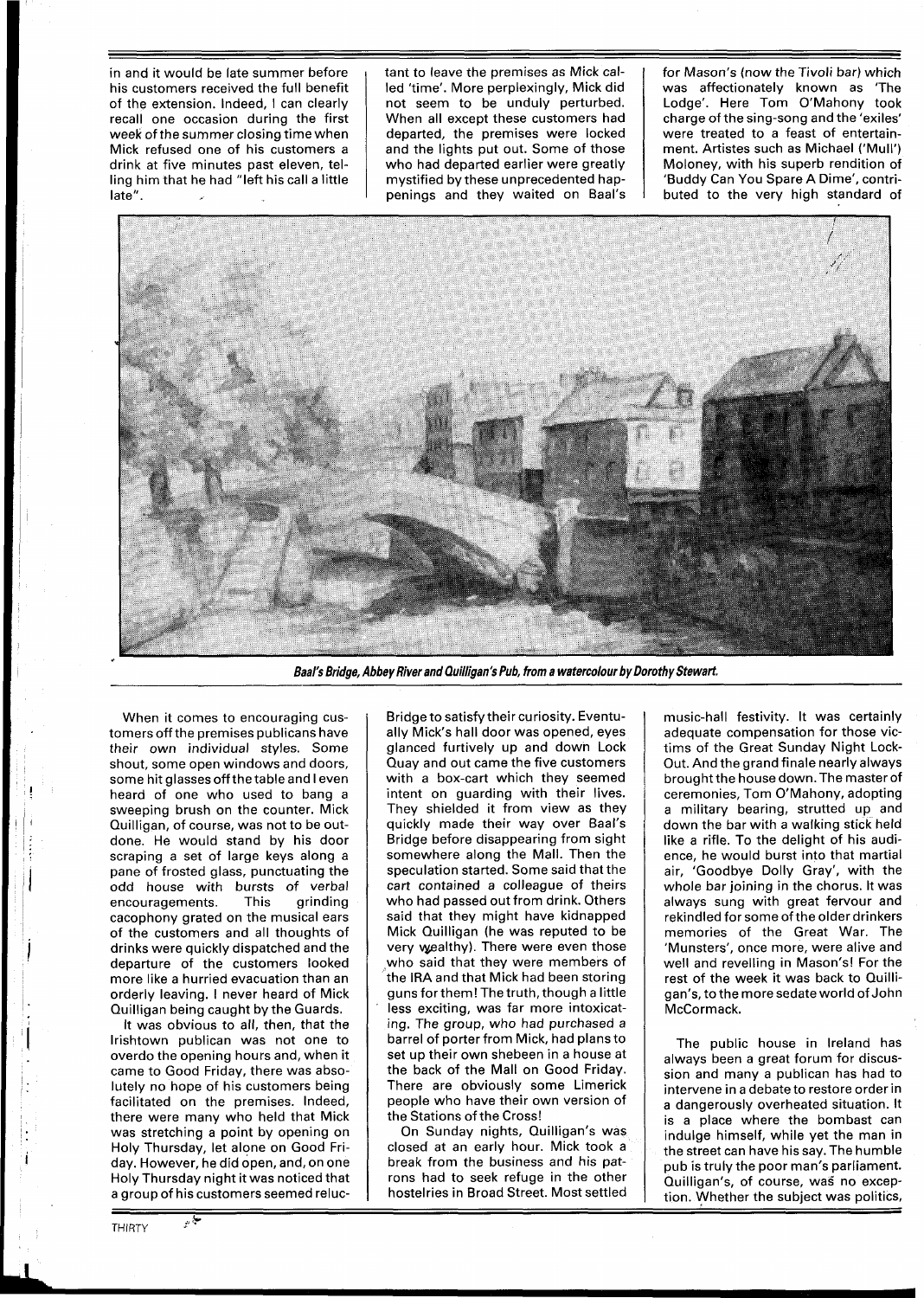in and it would be late summer before his customers received the full benefit of the extension. Indeed, I can clearly recall one occasion during the first week of the summer closing time when Mick refused one of his customers a drink at five minutes past eleven, telling him that he had "left his call a little late".

tant to leave the premises as Mick called 'time'. More perplexingly, Mick did not seem to be unduly perturbed. When all except these customers had departed, the premises were locked and the lights put out. Some of those who had departed earlier were greatly mystified by these unprecedented happenings and they waited on Baal's Bridge to satisfy their curiosity. Eventually Mick's hall door was opened, eyes glanced furtively up and down Lock Quay and out came the five customers with a box-cart which they seemed intent on guarding with their lives. They shielded it from view as they quickly made their way over Baal's Bridge before disappearing from sight somewhere along the Mall. Then the speculation started. Some said that the cart contained a colleague of theirs who had passed out from drink. Others said that they might have kidnapped Mick Quilligan (he was reputed to be very wealthy). There were even those who said that they were members of the IRA and that Mick had been storing guns for them! The truth, though a little less exciting, was far more intoxicating. The group, who had purchased a barrel of porter from Mick, had plans to set up their own shebeen in a house at the back of the Mall on Good Friday. There are obviously some Limerick people who have their own version of the Stations of the Cross!

*Baal's Bridge, Abbey River and Quilligan's Pub, from a watercolour by Dorothy Stewart.*

When it comes to encouraging customers off the premises publicans have their own individual styles. Some shout, some open windows and doors, some hit glasses off the table and I even heard of one who used to bang a sweeping brush on the counter. Mick Quilligan, of course, was not to be outdone. He would stand by his door scraping a set of large keys along a pane of frosted glass, punctuating the odd house with bursts of verbal encouragements. This grinding cacophony grated on the musical ears of the customers and all thoughts of drinks were quickly dispatched and the departure of the customers looked more like a hurried evacuation than an orderly leaving. I never heard of Mick Quilligan being caught by the Guards.

It was obvious to all, then, that the Irishtown publican was not one to overdo the opening hours and, when it came to Good Friday, there was absolutely no hope of his customers being facilitated on the premises. Indeed, there were many who held that Mick was stretching a point by opening on Holy Thursday, let alone on Good Friday. However, he did open, and, on one Holy Thursday night it was noticed that a group of his customers seemed reluc-

On Sunday nights, Quilligan's was closed at an early hour. Mick took a break from the business and his patrons had to seek refuge in the other hostelries in Broad Street. Most settled for Mason's (now the Tivoli bar) which was affectionately known as 'The Lodge'. Here Tom O'Mahony took charge of the sing-song and the 'exiles' were treated to a feast of entertainment. Artistes such as Michael ('Mull') Moloney, with his superb rendition of 'Buddy Can You Spare A Dime', contributed to the very high standard of music-hall festivity. It was certainly adequate compensation for those victims of the Great Sunday Night Lock-Out. And the grand finale nearly always brought the house down. The master of ceremonies, Tom O'Mahony, adopting a military bearing, strutted up and down the bar with a walking stick held like a rifle. To the delight of his audience, he would burst into that martial air, 'Goodbye Dolly Gray', with the whole bar joining in the chorus. It was always sung with great fervour and rekindled for some of the older drinkers memories of the Great War. The 'Munsters', once more, were alive and well and revelling in Mason's! For the rest of the week it was back to Quilligan's, to the more sedate world of John McCormack.

The public house in Ireland has always been a great forum for discussion and many a publican has had to intervene in a debate to restore order in a dangerously overheated situation. It is a place where the bombast can indulge himself, while yet the man in the street can have his say. The humble pub is truly the poor man's parliament. Quilligan's, of course, was no exception. Whether the subject was politics,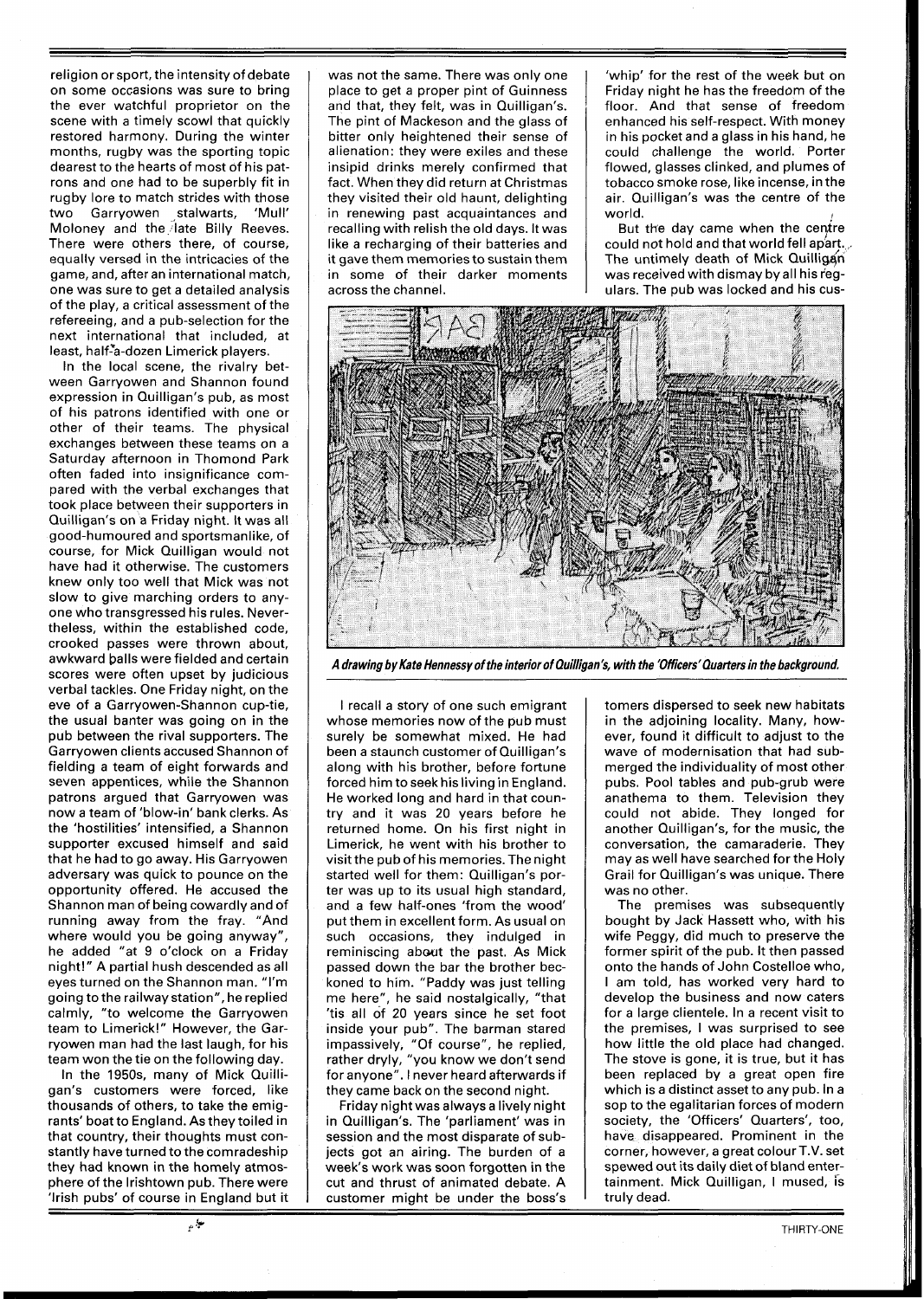religion or sport, the intensity of debate on some occasions was sure to bring the ever watchful proprietor on the scene with a timely scowl that quickly restored harmony. During the winter months, rugby was the sporting topic dearest to the hearts of most of his patrons and one had to be superbly fit in rugby lore to match strides with those two Garryowen stalwarts, 'Mull' Moloney and the late Billy Reeves. There were others there, of course, equally versed in the intricacies of the game, and, after an international match, one was sure to get a detailed analysis of the play, a critical assessment of the refereeing, and a pub-selection for the next international that included, at least, half-a-dozen Limerick players.

In the local scene, the rivalry between Garryowen and Shannon found expression in Quilligan's pub, as most of his patrons identified with one or other of their teams. The physical exchanges between these teams on a Saturday afternoon in Thomond Park often faded into insignificance compared with the verbal exchanges that took place between their supporters in Quilligan's on a Friday night. It was all good-humoured and sportsmanlike, of course, for Mick Quilligan would not have had it otherwise. The customers knew only too well that Mick was not slow to give marching orders to anyone who transgressed his rules. Nevertheless, within the established code, crooked passes were thrown about, awkward balls were fielded and certain scores were often upset by judicious verbal tackles. One Friday night, on the eve of a Garryowen-Shannon cup-tie, the usual banter was going on in the pub between the rival supporters. The Garryowen clients accused Shannon of fielding a team of eight forwards and seven appentices, while the Shannon patrons argued that Garryowen was now a team of 'blow-in' bank clerks. As the 'hostilities' intensified, a Shannon supporter excused himself and said that he had to go away. His Garryowen adversary was quick to pounce on the opportunity offered. He accused the Shannon man of being cowardly and of running away from the fray. "And where would you be going anyway", he added "at 9 o'clock on a Friday night!" A partial hush descended as all eyes turned on the Shannon man. "I'm going to the railway station", he replied calmly, "to welcome the Garryowen team to Limerick!" However, the Garryowen man had the last laugh, for his team won the tie on the following day.

In the 1950s, many of Mick Quilligan's customers were forced, like thousands of others, to take the emigrants' boat to England. As they toiled in that country, their thoughts must constantly have turned to the comradeship they had known in the homely atmosphere of the Irishtown pub. There were 'Irish pubs' of course in England but it was not the same. There was only one place to get a proper pint of Guinness and that, they felt, was in Quilligan's. The pint of Mackeson and the glass of bitter only heightened their sense of alienation: they were exiles and these insipid drinks merely confirmed that fact. When they did return at Christmas they visited their old haunt, delighting in renewing past acquaintances and recalling with relish the old days. It was like a recharging of their batteries and it gave them memories to sustain them in some of their darker moments across the channel.

I recall a story of one such emigrant whose memories now of the pub must surely be somewhat mixed. He had been a staunch customer of Quilligan's along with his brother, before fortune forced him to seek his living in England. He worked long and hard in that country and it was 20 years before he returned home. On his first night in Limerick, he went with his brother to visit the pub of his memories. The night started well for them: Quilligan's porter was up to its usual high standard, and a few half-ones 'from the wood' put them in excellent form. As usual on such occasions, they indulged in reminiscing about the past. As Mick passed down the bar the brother beckoned to him. "Paddy was just telling me here", he said nostalgically, "that 'tis all of 20 years since he set foot inside your pub". The barman stared impassively. "Of course", he replied, rather dryly, "you know we don't send for anyone". I never heard afterwards if they came back on the second night.

Friday night was always a lively night in Quilligan's. The 'parliament' was in session and the most disparate of subjects got an airing. The burden of a week's work was soon forgotten in the cut and thrust of animated debate. A customer might be under the boss's 'whip' for the rest of the week but on Friday night he has the freedom of the floor. And that sense of freedom enhanced his self-respect. With money in his pocket and a glass in his hand, he could challenge the world. Porter flowed, glasses clinked, and plumes of tobacco smoke rose, like incense, in the air. Quilligan's was the centre of the world.

But the day came when the centre could not hold and that world fell apart. The untimely death of Mick Quilligan was received with dismay by all his regulars. The pub was locked and his customers dispersed to seek new habitats in the adjoining locality. Many, however, found it difficult to adjust to the wave of modernisation that had submerged the individuality of most other pubs. Pool tables and pub-grub were anathema to them. Television they could not abide. They longed for another Quilligan's, for the music, the conversation, the camaraderie. They may as well have searched for the Holy Grail for Quilligan's was unique. There was no other.

The premises was subsequently bought by Jack Hassett who, with his wife Peggy, did much to preserve the former spirit of the pub. It then passed onto the hands of John Costelloe who, I am told, has worked very hard to develop the business and now caters for a large clientele. In a recent visit to the premises, I was surprised to see how little the old place had changed. The stove is gone, it is true, but it has been replaced by a great open fire which is a distinct asset to any pub. In a sop to the egalitarian forces of modern society, the 'Officers' Quarters', too, have disappeared. Prominent in the corner, however, a great colour T.V. set spewed out its daily diet of bland entertainment. Mick Quilligan, I mused, is truly dead.

*A drawing by Kate Hennessy of the interior of Quilligan's, with the 'Officers' Quarters in the background.*